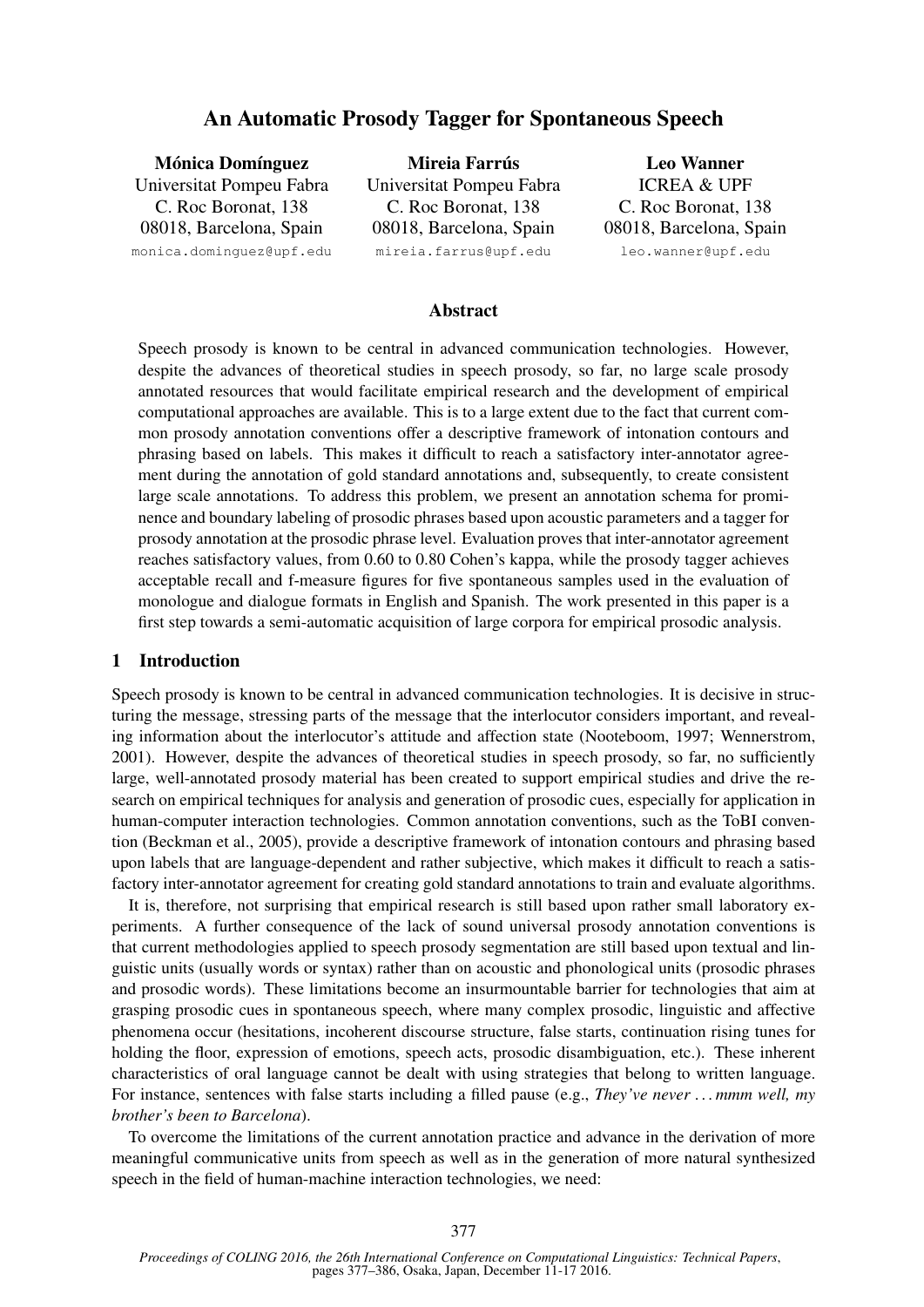# An Automatic Prosody Tagger for Spontaneous Speech

**Mónica Domínguez**
Universitat Pompeu Fabra
C. Roc Boronat, 138
08018, Barcelona, Spain
monica.dominguez@upf.edu

**Mireia Farrús**
Universitat Pompeu Fabra
C. Roc Boronat, 138
08018, Barcelona, Spain
mireia.farrus@upf.edu

**Leo Wanner**
ICREA & UPF
C. Roc Boronat, 138
08018, Barcelona, Spain
leo.wanner@upf.edu

## Abstract

Speech prosody is known to be central in advanced communication technologies. However, despite the advances of theoretical studies in speech prosody, so far, no large scale prosody annotated resources that would facilitate empirical research and the development of empirical computational approaches are available. This is to a large extent due to the fact that current common prosody annotation conventions offer a descriptive framework of intonation contours and phrasing based on labels. This makes it difficult to reach a satisfactory inter-annotator agreement during the annotation of gold standard annotations and, subsequently, to create consistent large scale annotations. To address this problem, we present an annotation schema for prominence and boundary labeling of prosodic phrases based upon acoustic parameters and a tagger for prosody annotation at the prosodic phrase level. Evaluation proves that inter-annotator agreement reaches satisfactory values, from 0.60 to 0.80 Cohen's kappa, while the prosody tagger achieves acceptable recall and f-measure figures for five spontaneous samples used in the evaluation of monologue and dialogue formats in English and Spanish. The work presented in this paper is a first step towards a semi-automatic acquisition of large corpora for empirical prosodic analysis.

## 1 Introduction

Speech prosody is known to be central in advanced communication technologies. It is decisive in structuring the message, stressing parts of the message that the interlocutor considers important, and revealing information about the interlocutor's attitude and affection state (Nooteboom, 1997; Wennerstrom, 2001). However, despite the advances of theoretical studies in speech prosody, so far, no sufficiently large, well-annotated prosody material has been created to support empirical studies and drive the research on empirical techniques for analysis and generation of prosodic cues, especially for application in human-computer interaction technologies. Common annotation conventions, such as the ToBI convention (Beckman et al., 2005), provide a descriptive framework of intonation contours and phrasing based upon labels that are language-dependent and rather subjective, which makes it difficult to reach a satisfactory inter-annotator agreement for creating gold standard annotations to train and evaluate algorithms.

It is, therefore, not surprising that empirical research is still based upon rather small laboratory experiments. A further consequence of the lack of sound universal prosody annotation conventions is that current methodologies applied to speech prosody segmentation are still based upon textual and linguistic units (usually words or syntax) rather than on acoustic and phonological units (prosodic phrases and prosodic words). These limitations become an insurmountable barrier for technologies that aim at grasping prosodic cues in spontaneous speech, where many complex prosodic, linguistic and affective phenomena occur (hesitations, incoherent discourse structure, false starts, continuation rising tunes for holding the floor, expression of emotions, speech acts, prosodic disambiguation, etc.). These inherent characteristics of oral language cannot be dealt with using strategies that belong to written language. For instance, sentences with false starts including a filled pause (e.g., *They've never … mmm well, my brother's been to Barcelona*).

To overcome the limitations of the current annotation practice and advance in the derivation of more meaningful communicative units from speech as well as in the generation of more natural synthesized speech in the field of human-machine interaction technologies, we need: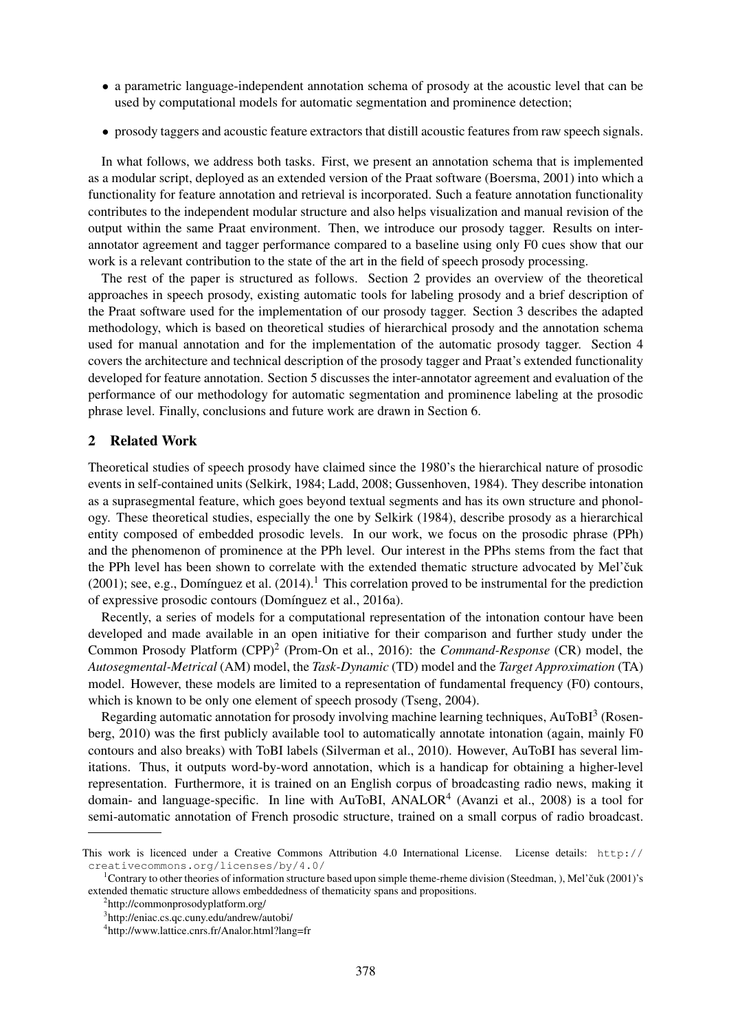- a parametric language-independent annotation schema of prosody at the acoustic level that can be used by computational models for automatic segmentation and prominence detection;
- prosody taggers and acoustic feature extractors that distill acoustic features from raw speech signals.

In what follows, we address both tasks. First, we present an annotation schema that is implemented as a modular script, deployed as an extended version of the Praat software (Boersma, 2001) into which a functionality for feature annotation and retrieval is incorporated. Such a feature annotation functionality contributes to the independent modular structure and also helps visualization and manual revision of the output within the same Praat environment. Then, we introduce our prosody tagger. Results on inter-annotator agreement and tagger performance compared to a baseline using only F0 cues show that our work is a relevant contribution to the state of the art in the field of speech prosody processing.

The rest of the paper is structured as follows. Section 2 provides an overview of the theoretical approaches in speech prosody, existing automatic tools for labeling prosody and a brief description of the Praat software used for the implementation of our prosody tagger. Section 3 describes the adapted methodology, which is based on theoretical studies of hierarchical prosody and the annotation schema used for manual annotation and for the implementation of the automatic prosody tagger. Section 4 covers the architecture and technical description of the prosody tagger and Praat's extended functionality developed for feature annotation. Section 5 discusses the inter-annotator agreement and evaluation of the performance of our methodology for automatic segmentation and prominence labeling at the prosodic phrase level. Finally, conclusions and future work are drawn in Section 6.

## 2 Related Work

Theoretical studies of speech prosody have claimed since the 1980's the hierarchical nature of prosodic events in self-contained units (Selkirk, 1984; Ladd, 2008; Gussenhoven, 1984). They describe intonation as a suprasegmental feature, which goes beyond textual segments and has its own structure and phonology. These theoretical studies, especially the one by Selkirk (1984), describe prosody as a hierarchical entity composed of embedded prosodic levels. In our work, we focus on the prosodic phrase (PPh) and the phenomenon of prominence at the PPh level. Our interest in the PPhs stems from the fact that the PPh level has been shown to correlate with the extended thematic structure advocated by Mel'čuk (2001); see, e.g., Domínguez et al. (2014).[1] This correlation proved to be instrumental for the prediction of expressive prosodic contours (Domínguez et al., 2016a).

Recently, a series of models for a computational representation of the intonation contour have been developed and made available in an open initiative for their comparison and further study under the Common Prosody Platform (CPP)[2] (Prom-On et al., 2016): the *Command-Response* (CR) model, the *Autosegmental-Metrical* (AM) model, the *Task-Dynamic* (TD) model and the *Target Approximation* (TA) model. However, these models are limited to a representation of fundamental frequency (F0) contours, which is known to be only one element of speech prosody (Tseng, 2004).

Regarding automatic annotation for prosody involving machine learning techniques, AuToBI[3] (Rosenberg, 2010) was the first publicly available tool to automatically annotate intonation (again, mainly F0 contours and also breaks) with ToBI labels (Silverman et al., 2010). However, AuToBI has several limitations. Thus, it outputs word-by-word annotation, which is a handicap for obtaining a higher-level representation. Furthermore, it is trained on an English corpus of broadcasting radio news, making it domain- and language-specific. In line with AuToBI, ANALOR[4] (Avanzi et al., 2008) is a tool for semi-automatic annotation of French prosodic structure, trained on a small corpus of radio broadcast.

---

This work is licenced under a Creative Commons Attribution 4.0 International License. License details: http://creativecommons.org/licenses/by/4.0/

[1] Contrary to other theories of information structure based upon simple theme-rheme division (Steedman, ), Mel'čuk (2001)'s extended thematic structure allows embeddedness of thematicity spans and propositions.

[2] http://commonprosodyplatform.org/

[3] http://eniac.cs.qc.cuny.edu/andrew/autobi/

[4] http://www.lattice.cnrs.fr/Analor.html?lang=fr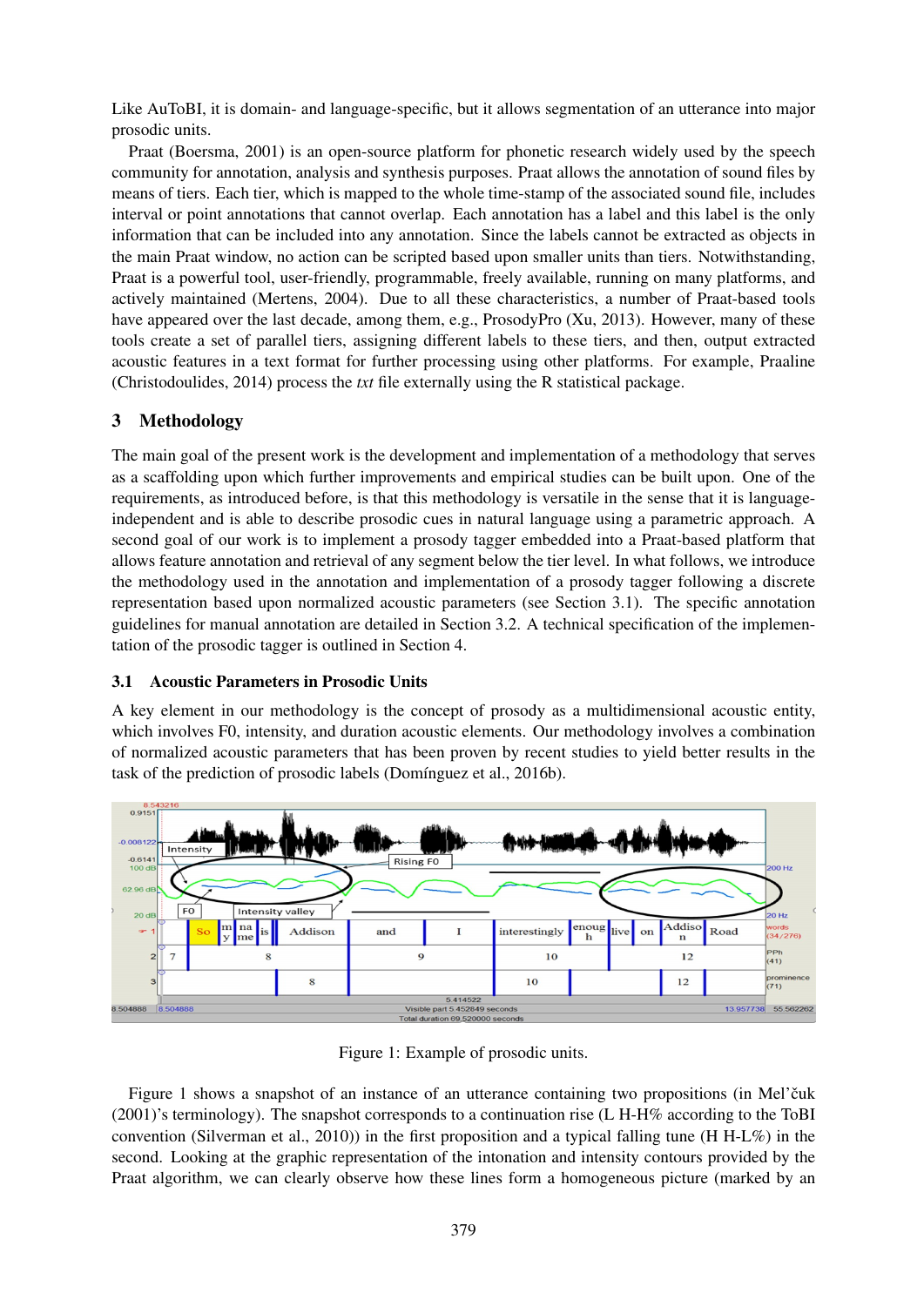Like AuToBI, it is domain- and language-specific, but it allows segmentation of an utterance into major prosodic units.

Praat (Boersma, 2001) is an open-source platform for phonetic research widely used by the speech community for annotation, analysis and synthesis purposes. Praat allows the annotation of sound files by means of tiers. Each tier, which is mapped to the whole time-stamp of the associated sound file, includes interval or point annotations that cannot overlap. Each annotation has a label and this label is the only information that can be included into any annotation. Since the labels cannot be extracted as objects in the main Praat window, no action can be scripted based upon smaller units than tiers. Notwithstanding, Praat is a powerful tool, user-friendly, programmable, freely available, running on many platforms, and actively maintained (Mertens, 2004). Due to all these characteristics, a number of Praat-based tools have appeared over the last decade, among them, e.g., ProsodyPro (Xu, 2013). However, many of these tools create a set of parallel tiers, assigning different labels to these tiers, and then, output extracted acoustic features in a text format for further processing using other platforms. For example, Praaline (Christodoulides, 2014) process the *txt* file externally using the R statistical package.

## 3 Methodology

The main goal of the present work is the development and implementation of a methodology that serves as a scaffolding upon which further improvements and empirical studies can be built upon. One of the requirements, as introduced before, is that this methodology is versatile in the sense that it is language-independent and is able to describe prosodic cues in natural language using a parametric approach. A second goal of our work is to implement a prosody tagger embedded into a Praat-based platform that allows feature annotation and retrieval of any segment below the tier level. In what follows, we introduce the methodology used in the annotation and implementation of a prosody tagger following a discrete representation based upon normalized acoustic parameters (see Section 3.1). The specific annotation guidelines for manual annotation are detailed in Section 3.2. A technical specification of the implementation of the prosodic tagger is outlined in Section 4.

### 3.1 Acoustic Parameters in Prosodic Units

A key element in our methodology is the concept of prosody as a multidimensional acoustic entity, which involves F0, intensity, and duration acoustic elements. Our methodology involves a combination of normalized acoustic parameters that has been proven by recent studies to yield better results in the task of the prediction of prosodic labels (Domínguez et al., 2016b).

Figure 1: Example of prosodic units.

Figure 1 shows a snapshot of an instance of an utterance containing two propositions (in Mel'čuk (2001)'s terminology). The snapshot corresponds to a continuation rise (L H-H% according to the ToBI convention (Silverman et al., 2010)) in the first proposition and a typical falling tune (H H-L%) in the second. Looking at the graphic representation of the intonation and intensity contours provided by the Praat algorithm, we can clearly observe how these lines form a homogeneous picture (marked by an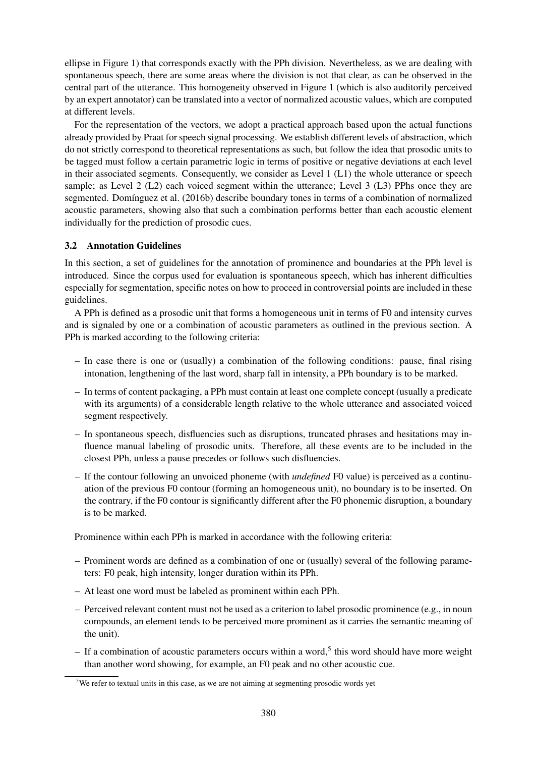ellipse in Figure 1) that corresponds exactly with the PPh division. Nevertheless, as we are dealing with spontaneous speech, there are some areas where the division is not that clear, as can be observed in the central part of the utterance. This homogeneity observed in Figure 1 (which is also auditorily perceived by an expert annotator) can be translated into a vector of normalized acoustic values, which are computed at different levels.

For the representation of the vectors, we adopt a practical approach based upon the actual functions already provided by Praat for speech signal processing. We establish different levels of abstraction, which do not strictly correspond to theoretical representations as such, but follow the idea that prosodic units to be tagged must follow a certain parametric logic in terms of positive or negative deviations at each level in their associated segments. Consequently, we consider as Level 1 (L1) the whole utterance or speech sample; as Level 2 (L2) each voiced segment within the utterance; Level 3 (L3) PPhs once they are segmented. Domínguez et al. (2016b) describe boundary tones in terms of a combination of normalized acoustic parameters, showing also that such a combination performs better than each acoustic element individually for the prediction of prosodic cues.

### 3.2 Annotation Guidelines

In this section, a set of guidelines for the annotation of prominence and boundaries at the PPh level is introduced. Since the corpus used for evaluation is spontaneous speech, which has inherent difficulties especially for segmentation, specific notes on how to proceed in controversial points are included in these guidelines.

A PPh is defined as a prosodic unit that forms a homogeneous unit in terms of F0 and intensity curves and is signaled by one or a combination of acoustic parameters as outlined in the previous section. A PPh is marked according to the following criteria:

- In case there is one or (usually) a combination of the following conditions: pause, final rising intonation, lengthening of the last word, sharp fall in intensity, a PPh boundary is to be marked.
- In terms of content packaging, a PPh must contain at least one complete concept (usually a predicate with its arguments) of a considerable length relative to the whole utterance and associated voiced segment respectively.
- In spontaneous speech, disfluencies such as disruptions, truncated phrases and hesitations may influence manual labeling of prosodic units. Therefore, all these events are to be included in the closest PPh, unless a pause precedes or follows such disfluencies.
- If the contour following an unvoiced phoneme (with *undefined* F0 value) is perceived as a continuation of the previous F0 contour (forming an homogeneous unit), no boundary is to be inserted. On the contrary, if the F0 contour is significantly different after the F0 phonemic disruption, a boundary is to be marked.

Prominence within each PPh is marked in accordance with the following criteria:

- Prominent words are defined as a combination of one or (usually) several of the following parameters: F0 peak, high intensity, longer duration within its PPh.
- At least one word must be labeled as prominent within each PPh.
- Perceived relevant content must not be used as a criterion to label prosodic prominence (e.g., in noun compounds, an element tends to be perceived more prominent as it carries the semantic meaning of the unit).
- If a combination of acoustic parameters occurs within a word,[5] this word should have more weight than another word showing, for example, an F0 peak and no other acoustic cue.

[5] We refer to textual units in this case, as we are not aiming at segmenting prosodic words yet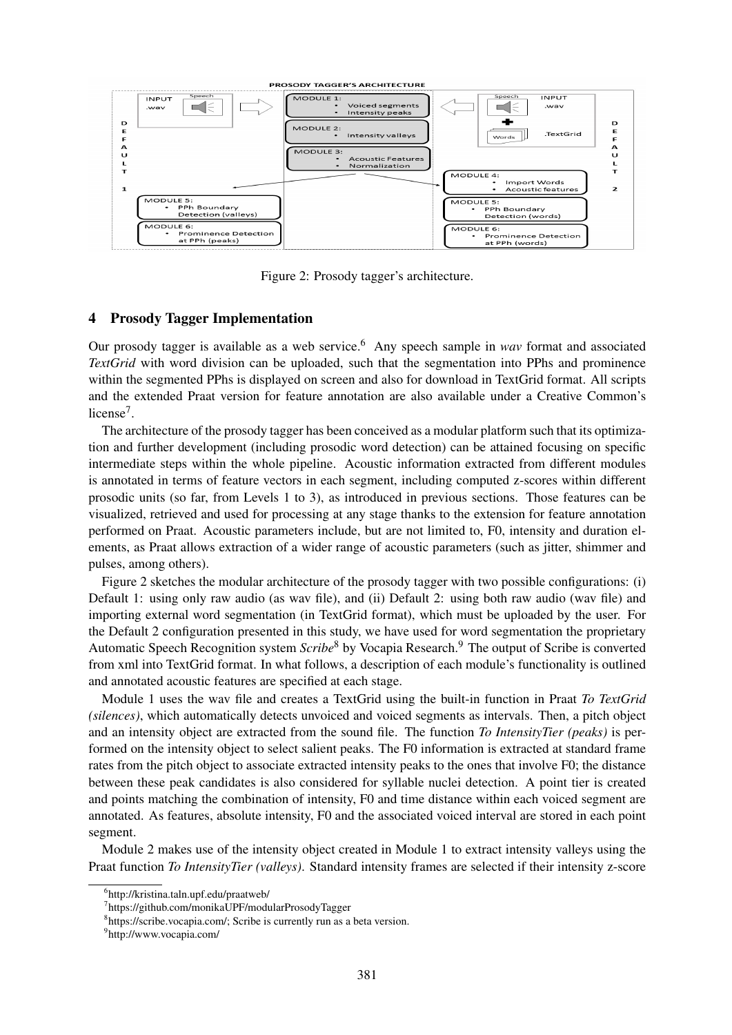Figure 2: Prosody tagger's architecture.

## 4 Prosody Tagger Implementation

Our prosody tagger is available as a web service.[6] Any speech sample in *wav* format and associated *TextGrid* with word division can be uploaded, such that the segmentation into PPhs and prominence within the segmented PPhs is displayed on screen and also for download in TextGrid format. All scripts and the extended Praat version for feature annotation are also available under a Creative Common's license[7].

The architecture of the prosody tagger has been conceived as a modular platform such that its optimization and further development (including prosodic word detection) can be attained focusing on specific intermediate steps within the whole pipeline. Acoustic information extracted from different modules is annotated in terms of feature vectors in each segment, including computed z-scores within different prosodic units (so far, from Levels 1 to 3), as introduced in previous sections. Those features can be visualized, retrieved and used for processing at any stage thanks to the extension for feature annotation performed on Praat. Acoustic parameters include, but are not limited to, F0, intensity and duration elements, as Praat allows extraction of a wider range of acoustic parameters (such as jitter, shimmer and pulses, among others).

Figure 2 sketches the modular architecture of the prosody tagger with two possible configurations: (i) Default 1: using only raw audio (as wav file), and (ii) Default 2: using both raw audio (wav file) and importing external word segmentation (in TextGrid format), which must be uploaded by the user. For the Default 2 configuration presented in this study, we have used for word segmentation the proprietary Automatic Speech Recognition system *Scribe*[8] by Vocapia Research.[9] The output of Scribe is converted from xml into TextGrid format. In what follows, a description of each module's functionality is outlined and annotated acoustic features are specified at each stage.

Module 1 uses the wav file and creates a TextGrid using the built-in function in Praat *To TextGrid (silences)*, which automatically detects unvoiced and voiced segments as intervals. Then, a pitch object and an intensity object are extracted from the sound file. The function *To IntensityTier (peaks)* is performed on the intensity object to select salient peaks. The F0 information is extracted at standard frame rates from the pitch object to associate extracted intensity peaks to the ones that involve F0; the distance between these peak candidates is also considered for syllable nuclei detection. A point tier is created and points matching the combination of intensity, F0 and time distance within each voiced segment are annotated. As features, absolute intensity, F0 and the associated voiced interval are stored in each point segment.

Module 2 makes use of the intensity object created in Module 1 to extract intensity valleys using the Praat function *To IntensityTier (valleys)*. Standard intensity frames are selected if their intensity z-score

[6] http://kristina.taln.upf.edu/praatweb/

[7] https://github.com/monikaUPF/modularProsodyTagger

[8] https://scribe.vocapia.com/; Scribe is currently run as a beta version.

[9] http://www.vocapia.com/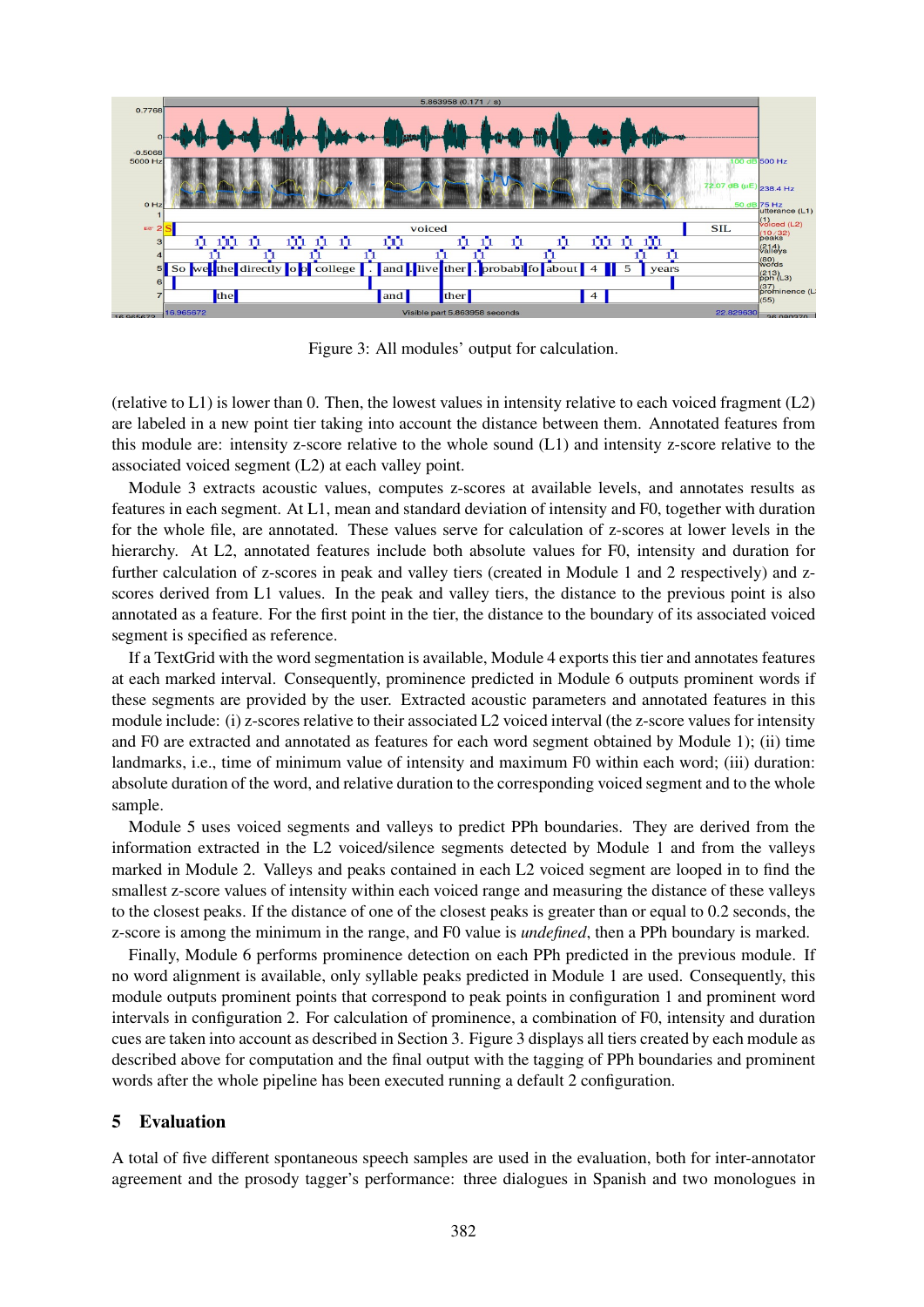Figure 3: All modules' output for calculation.

(relative to L1) is lower than 0. Then, the lowest values in intensity relative to each voiced fragment (L2) are labeled in a new point tier taking into account the distance between them. Annotated features from this module are: intensity z-score relative to the whole sound (L1) and intensity z-score relative to the associated voiced segment (L2) at each valley point.

Module 3 extracts acoustic values, computes z-scores at available levels, and annotates results as features in each segment. At L1, mean and standard deviation of intensity and F0, together with duration for the whole file, are annotated. These values serve for calculation of z-scores at lower levels in the hierarchy. At L2, annotated features include both absolute values for F0, intensity and duration for further calculation of z-scores in peak and valley tiers (created in Module 1 and 2 respectively) and z-scores derived from L1 values. In the peak and valley tiers, the distance to the previous point is also annotated as a feature. For the first point in the tier, the distance to the boundary of its associated voiced segment is specified as reference.

If a TextGrid with the word segmentation is available, Module 4 exports this tier and annotates features at each marked interval. Consequently, prominence predicted in Module 6 outputs prominent words if these segments are provided by the user. Extracted acoustic parameters and annotated features in this module include: (i) z-scores relative to their associated L2 voiced interval (the z-score values for intensity and F0 are extracted and annotated as features for each word segment obtained by Module 1); (ii) time landmarks, i.e., time of minimum value of intensity and maximum F0 within each word; (iii) duration: absolute duration of the word, and relative duration to the corresponding voiced segment and to the whole sample.

Module 5 uses voiced segments and valleys to predict PPh boundaries. They are derived from the information extracted in the L2 voiced/silence segments detected by Module 1 and from the valleys marked in Module 2. Valleys and peaks contained in each L2 voiced segment are looped in to find the smallest z-score values of intensity within each voiced range and measuring the distance of these valleys to the closest peaks. If the distance of one of the closest peaks is greater than or equal to 0.2 seconds, the z-score is among the minimum in the range, and F0 value is *undefined*, then a PPh boundary is marked.

Finally, Module 6 performs prominence detection on each PPh predicted in the previous module. If no word alignment is available, only syllable peaks predicted in Module 1 are used. Consequently, this module outputs prominent points that correspond to peak points in configuration 1 and prominent word intervals in configuration 2. For calculation of prominence, a combination of F0, intensity and duration cues are taken into account as described in Section 3. Figure 3 displays all tiers created by each module as described above for computation and the final output with the tagging of PPh boundaries and prominent words after the whole pipeline has been executed running a default 2 configuration.

## 5 Evaluation

A total of five different spontaneous speech samples are used in the evaluation, both for inter-annotator agreement and the prosody tagger's performance: three dialogues in Spanish and two monologues in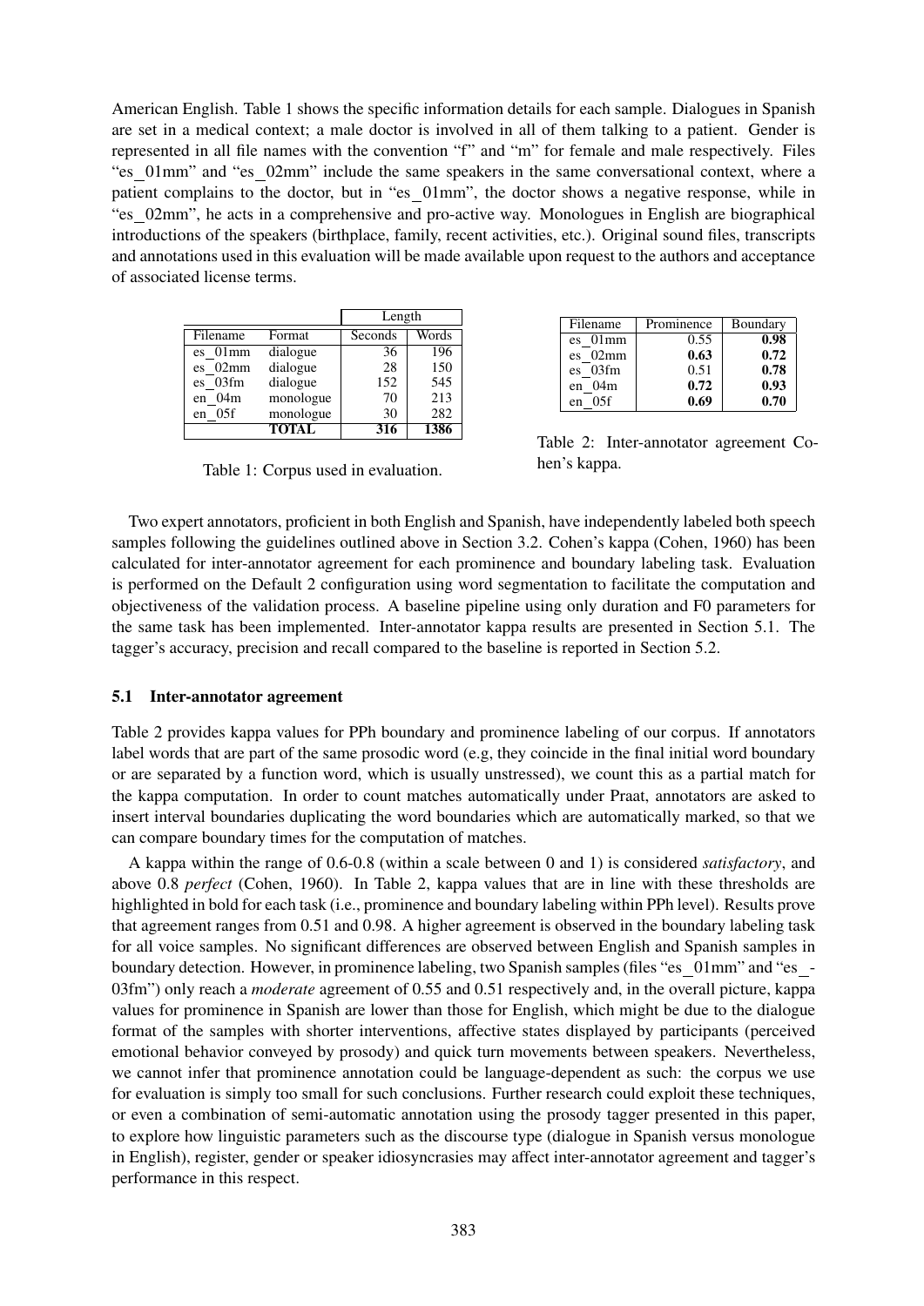American English. Table 1 shows the specific information details for each sample. Dialogues in Spanish are set in a medical context; a male doctor is involved in all of them talking to a patient. Gender is represented in all file names with the convention "f" and "m" for female and male respectively. Files "es_01mm" and "es_02mm" include the same speakers in the same conversational context, where a patient complains to the doctor, but in "es_01mm", the doctor shows a negative response, while in "es_02mm", he acts in a comprehensive and pro-active way. Monologues in English are biographical introductions of the speakers (birthplace, family, recent activities, etc.). Original sound files, transcripts and annotations used in this evaluation will be made available upon request to the authors and acceptance of associated license terms.

| | | Length | |
|---|---|---|---|
| Filename | Format | Seconds | Words |
| es_01mm | dialogue | 36 | 196 |
| es_02mm | dialogue | 28 | 150 |
| es_03fm | dialogue | 152 | 545 |
| en_04m | monologue | 70 | 213 |
| en_05f | monologue | 30 | 282 |
| | **TOTAL** | **316** | **1386** |

Table 1: Corpus used in evaluation.

| Filename | Prominence | Boundary |
|---|---|---|
| es_01mm | 0.55 | **0.98** |
| es_02mm | **0.63** | **0.72** |
| es_03fm | 0.51 | **0.78** |
| en_04m | **0.72** | **0.93** |
| en_05f | **0.69** | **0.70** |

Table 2: Inter-annotator agreement Cohen's kappa.

Two expert annotators, proficient in both English and Spanish, have independently labeled both speech samples following the guidelines outlined above in Section 3.2. Cohen's kappa (Cohen, 1960) has been calculated for inter-annotator agreement for each prominence and boundary labeling task. Evaluation is performed on the Default 2 configuration using word segmentation to facilitate the computation and objectiveness of the validation process. A baseline pipeline using only duration and F0 parameters for the same task has been implemented. Inter-annotator kappa results are presented in Section 5.1. The tagger's accuracy, precision and recall compared to the baseline is reported in Section 5.2.

### 5.1 Inter-annotator agreement

Table 2 provides kappa values for PPh boundary and prominence labeling of our corpus. If annotators label words that are part of the same prosodic word (e.g, they coincide in the final initial word boundary or are separated by a function word, which is usually unstressed), we count this as a partial match for the kappa computation. In order to count matches automatically under Praat, annotators are asked to insert interval boundaries duplicating the word boundaries which are automatically marked, so that we can compare boundary times for the computation of matches.

A kappa within the range of 0.6-0.8 (within a scale between 0 and 1) is considered *satisfactory*, and above 0.8 *perfect* (Cohen, 1960). In Table 2, kappa values that are in line with these thresholds are highlighted in bold for each task (i.e., prominence and boundary labeling within PPh level). Results prove that agreement ranges from 0.51 and 0.98. A higher agreement is observed in the boundary labeling task for all voice samples. No significant differences are observed between English and Spanish samples in boundary detection. However, in prominence labeling, two Spanish samples (files "es_01mm" and "es_03fm") only reach a *moderate* agreement of 0.55 and 0.51 respectively and, in the overall picture, kappa values for prominence in Spanish are lower than those for English, which might be due to the dialogue format of the samples with shorter interventions, affective states displayed by participants (perceived emotional behavior conveyed by prosody) and quick turn movements between speakers. Nevertheless, we cannot infer that prominence annotation could be language-dependent as such: the corpus we use for evaluation is simply too small for such conclusions. Further research could exploit these techniques, or even a combination of semi-automatic annotation using the prosody tagger presented in this paper, to explore how linguistic parameters such as the discourse type (dialogue in Spanish versus monologue in English), register, gender or speaker idiosyncrasies may affect inter-annotator agreement and tagger's performance in this respect.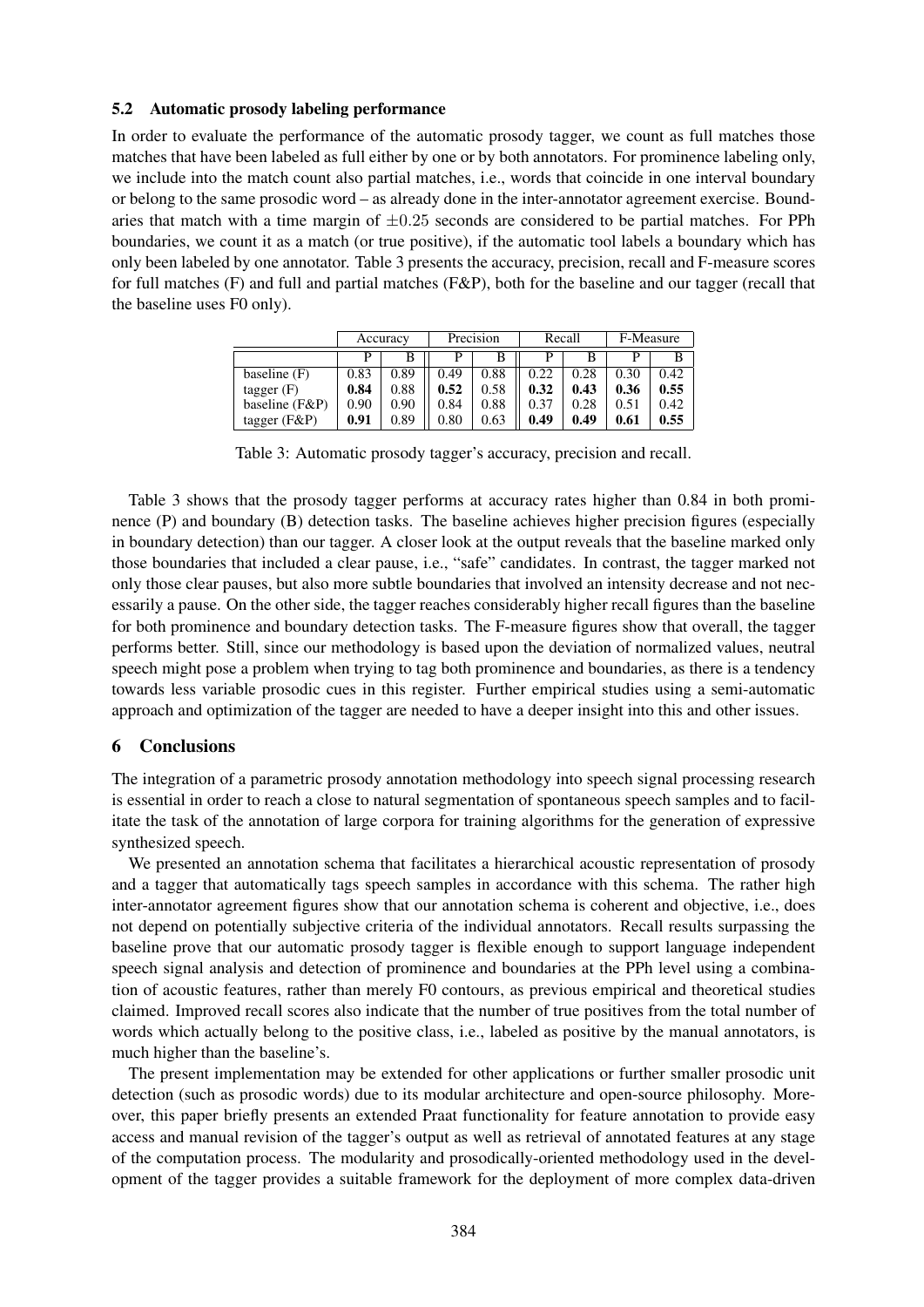### 5.2 Automatic prosody labeling performance

In order to evaluate the performance of the automatic prosody tagger, we count as full matches those matches that have been labeled as full either by one or by both annotators. For prominence labeling only, we include into the match count also partial matches, i.e., words that coincide in one interval boundary or belong to the same prosodic word – as already done in the inter-annotator agreement exercise. Boundaries that match with a time margin of $\pm 0.25$ seconds are considered to be partial matches. For PPh boundaries, we count it as a match (or true positive), if the automatic tool labels a boundary which has only been labeled by one annotator. Table 3 presents the accuracy, precision, recall and F-measure scores for full matches (F) and full and partial matches (F&P), both for the baseline and our tagger (recall that the baseline uses F0 only).

| | Accuracy | | Precision | | Recall | | F-Measure | |
|---|---|---|---|---|---|---|---|---|
| | P | B | P | B | P | B | P | B |
| baseline (F) | 0.83 | 0.89 | 0.49 | 0.88 | 0.22 | 0.28 | 0.30 | 0.42 |
| tagger (F) | **0.84** | 0.88 | **0.52** | 0.58 | **0.32** | **0.43** | **0.36** | **0.55** |
| baseline (F&P) | 0.90 | 0.90 | 0.84 | 0.88 | 0.37 | 0.28 | 0.51 | 0.42 |
| tagger (F&P) | **0.91** | 0.89 | 0.80 | 0.63 | **0.49** | **0.49** | **0.61** | **0.55** |

Table 3: Automatic prosody tagger's accuracy, precision and recall.

Table 3 shows that the prosody tagger performs at accuracy rates higher than 0.84 in both prominence (P) and boundary (B) detection tasks. The baseline achieves higher precision figures (especially in boundary detection) than our tagger. A closer look at the output reveals that the baseline marked only those boundaries that included a clear pause, i.e., "safe" candidates. In contrast, the tagger marked not only those clear pauses, but also more subtle boundaries that involved an intensity decrease and not necessarily a pause. On the other side, the tagger reaches considerably higher recall figures than the baseline for both prominence and boundary detection tasks. The F-measure figures show that overall, the tagger performs better. Still, since our methodology is based upon the deviation of normalized values, neutral speech might pose a problem when trying to tag both prominence and boundaries, as there is a tendency towards less variable prosodic cues in this register. Further empirical studies using a semi-automatic approach and optimization of the tagger are needed to have a deeper insight into this and other issues.

## 6 Conclusions

The integration of a parametric prosody annotation methodology into speech signal processing research is essential in order to reach a close to natural segmentation of spontaneous speech samples and to facilitate the task of the annotation of large corpora for training algorithms for the generation of expressive synthesized speech.

We presented an annotation schema that facilitates a hierarchical acoustic representation of prosody and a tagger that automatically tags speech samples in accordance with this schema. The rather high inter-annotator agreement figures show that our annotation schema is coherent and objective, i.e., does not depend on potentially subjective criteria of the individual annotators. Recall results surpassing the baseline prove that our automatic prosody tagger is flexible enough to support language independent speech signal analysis and detection of prominence and boundaries at the PPh level using a combination of acoustic features, rather than merely F0 contours, as previous empirical and theoretical studies claimed. Improved recall scores also indicate that the number of true positives from the total number of words which actually belong to the positive class, i.e., labeled as positive by the manual annotators, is much higher than the baseline's.

The present implementation may be extended for other applications or further smaller prosodic unit detection (such as prosodic words) due to its modular architecture and open-source philosophy. Moreover, this paper briefly presents an extended Praat functionality for feature annotation to provide easy access and manual revision of the tagger's output as well as retrieval of annotated features at any stage of the computation process. The modularity and prosodically-oriented methodology used in the development of the tagger provides a suitable framework for the deployment of more complex data-driven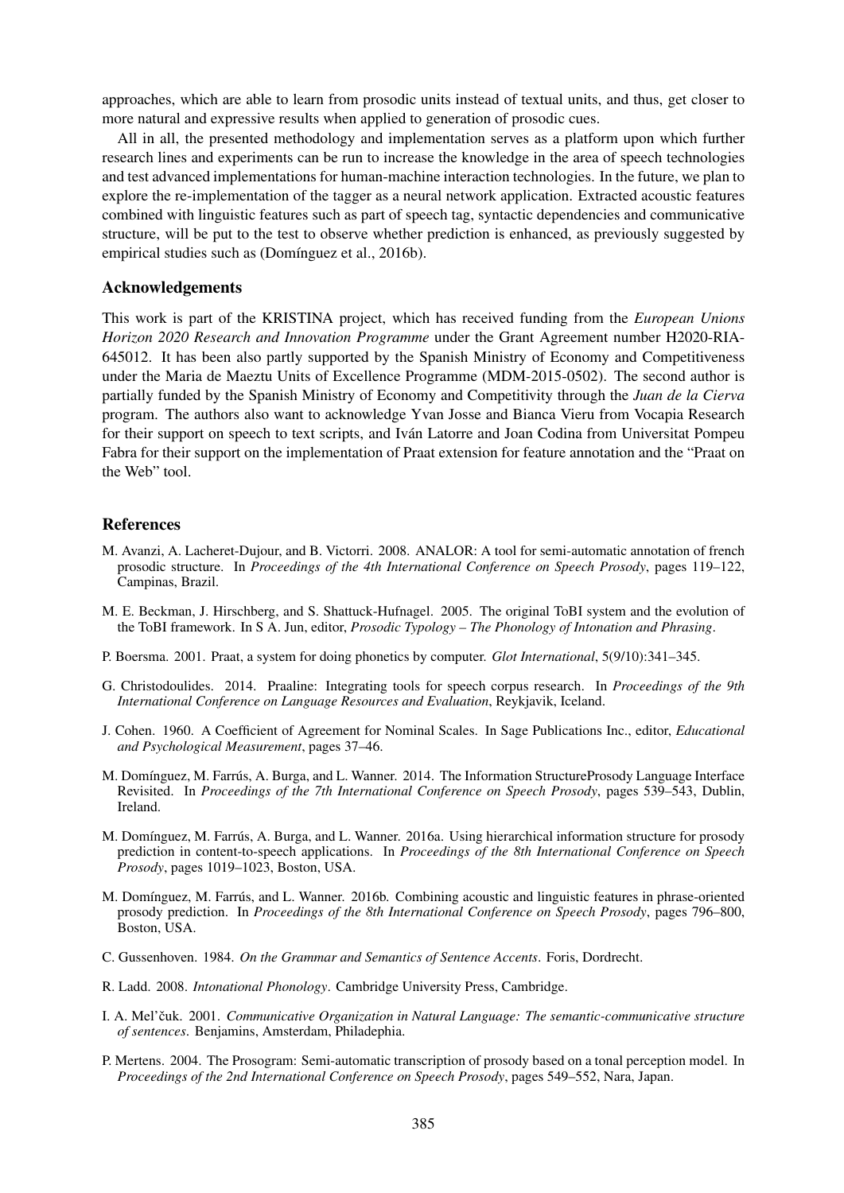approaches, which are able to learn from prosodic units instead of textual units, and thus, get closer to more natural and expressive results when applied to generation of prosodic cues.

All in all, the presented methodology and implementation serves as a platform upon which further research lines and experiments can be run to increase the knowledge in the area of speech technologies and test advanced implementations for human-machine interaction technologies. In the future, we plan to explore the re-implementation of the tagger as a neural network application. Extracted acoustic features combined with linguistic features such as part of speech tag, syntactic dependencies and communicative structure, will be put to the test to observe whether prediction is enhanced, as previously suggested by empirical studies such as (Domínguez et al., 2016b).

## Acknowledgements

This work is part of the KRISTINA project, which has received funding from the *European Unions Horizon 2020 Research and Innovation Programme* under the Grant Agreement number H2020-RIA-645012. It has been also partly supported by the Spanish Ministry of Economy and Competitiveness under the Maria de Maeztu Units of Excellence Programme (MDM-2015-0502). The second author is partially funded by the Spanish Ministry of Economy and Competitivity through the *Juan de la Cierva* program. The authors also want to acknowledge Yvan Josse and Bianca Vieru from Vocapia Research for their support on speech to text scripts, and Iván Latorre and Joan Codina from Universitat Pompeu Fabra for their support on the implementation of Praat extension for feature annotation and the "Praat on the Web" tool.

## References

M. Avanzi, A. Lacheret-Dujour, and B. Victorri. 2008. ANALOR: A tool for semi-automatic annotation of french prosodic structure. In *Proceedings of the 4th International Conference on Speech Prosody*, pages 119–122, Campinas, Brazil.

M. E. Beckman, J. Hirschberg, and S. Shattuck-Hufnagel. 2005. The original ToBI system and the evolution of the ToBI framework. In S A. Jun, editor, *Prosodic Typology – The Phonology of Intonation and Phrasing*.

P. Boersma. 2001. Praat, a system for doing phonetics by computer. *Glot International*, 5(9/10):341–345.

G. Christodoulides. 2014. Praaline: Integrating tools for speech corpus research. In *Proceedings of the 9th International Conference on Language Resources and Evaluation*, Reykjavik, Iceland.

J. Cohen. 1960. A Coefficient of Agreement for Nominal Scales. In Sage Publications Inc., editor, *Educational and Psychological Measurement*, pages 37–46.

M. Domínguez, M. Farrús, A. Burga, and L. Wanner. 2014. The Information StructureProsody Language Interface Revisited. In *Proceedings of the 7th International Conference on Speech Prosody*, pages 539–543, Dublin, Ireland.

M. Domínguez, M. Farrús, A. Burga, and L. Wanner. 2016a. Using hierarchical information structure for prosody prediction in content-to-speech applications. In *Proceedings of the 8th International Conference on Speech Prosody*, pages 1019–1023, Boston, USA.

M. Domínguez, M. Farrús, and L. Wanner. 2016b. Combining acoustic and linguistic features in phrase-oriented prosody prediction. In *Proceedings of the 8th International Conference on Speech Prosody*, pages 796–800, Boston, USA.

C. Gussenhoven. 1984. *On the Grammar and Semantics of Sentence Accents*. Foris, Dordrecht.

R. Ladd. 2008. *Intonational Phonology*. Cambridge University Press, Cambridge.

I. A. Mel'čuk. 2001. *Communicative Organization in Natural Language: The semantic-communicative structure of sentences*. Benjamins, Amsterdam, Philadephia.

P. Mertens. 2004. The Prosogram: Semi-automatic transcription of prosody based on a tonal perception model. In *Proceedings of the 2nd International Conference on Speech Prosody*, pages 549–552, Nara, Japan.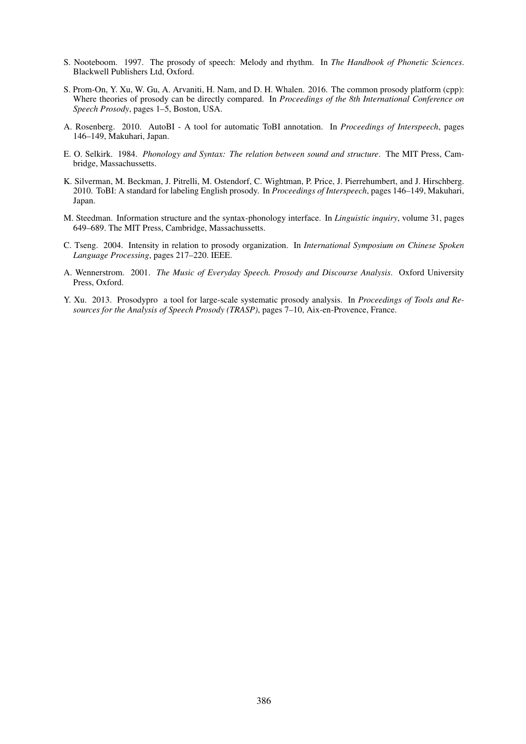S. Nooteboom. 1997. The prosody of speech: Melody and rhythm. In *The Handbook of Phonetic Sciences*. Blackwell Publishers Ltd, Oxford.

S. Prom-On, Y. Xu, W. Gu, A. Arvaniti, H. Nam, and D. H. Whalen. 2016. The common prosody platform (cpp): Where theories of prosody can be directly compared. In *Proceedings of the 8th International Conference on Speech Prosody*, pages 1–5, Boston, USA.

A. Rosenberg. 2010. AutoBI - A tool for automatic ToBI annotation. In *Proceedings of Interspeech*, pages 146–149, Makuhari, Japan.

E. O. Selkirk. 1984. *Phonology and Syntax: The relation between sound and structure*. The MIT Press, Cambridge, Massachussetts.

K. Silverman, M. Beckman, J. Pitrelli, M. Ostendorf, C. Wightman, P. Price, J. Pierrehumbert, and J. Hirschberg. 2010. ToBI: A standard for labeling English prosody. In *Proceedings of Interspeech*, pages 146–149, Makuhari, Japan.

M. Steedman. Information structure and the syntax-phonology interface. In *Linguistic inquiry*, volume 31, pages 649–689. The MIT Press, Cambridge, Massachussetts.

C. Tseng. 2004. Intensity in relation to prosody organization. In *International Symposium on Chinese Spoken Language Processing*, pages 217–220. IEEE.

A. Wennerstrom. 2001. *The Music of Everyday Speech. Prosody and Discourse Analysis*. Oxford University Press, Oxford.

Y. Xu. 2013. Prosodypro a tool for large-scale systematic prosody analysis. In *Proceedings of Tools and Resources for the Analysis of Speech Prosody (TRASP)*, pages 7–10, Aix-en-Provence, France.